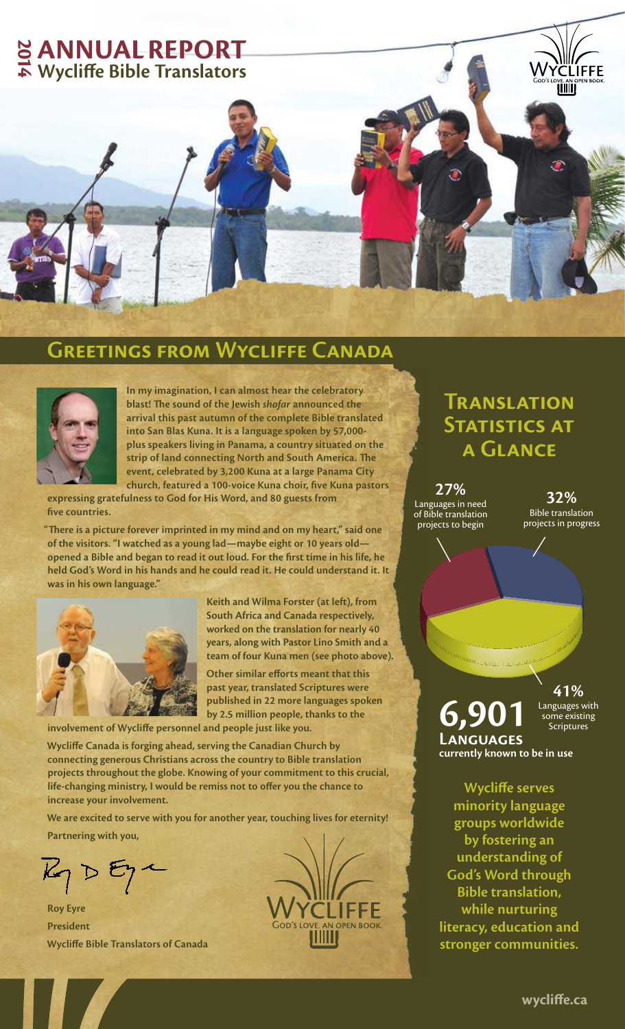# 2014 ANNUAL REPORT
## Wycliffe Bible Translators

## Greetings from Wycliffe Canada

**In my imagination, I can almost hear the celebratory blast! The sound of the Jewish *shofar* announced the arrival this past autumn of the complete Bible translated into San Blas Kuna. It is a language spoken by 57,000-plus speakers living in Panama, a country situated on the strip of land connecting North and South America. The event, celebrated by 3,200 Kuna at a large Panama City church, featured a 100-voice Kuna choir, five Kuna pastors expressing gratefulness to God for His Word, and 80 guests from five countries.**

**"There is a picture forever imprinted in my mind and on my heart," said one of the visitors. "I watched as a young lad—maybe eight or 10 years old—opened a Bible and began to read it out loud. For the first time in his life, he held God's Word in his hands and he could read it. He could understand it. It was in his own language."**

**Keith and Wilma Forster (at left), from South Africa and Canada respectively, worked on the translation for nearly 40 years, along with Pastor Lino Smith and a team of four Kuna men (see photo above).**

**Other similar efforts meant that this past year, translated Scriptures were published in 22 more languages spoken by 2.5 million people, thanks to the involvement of Wycliffe personnel and people just like you.**

**Wycliffe Canada is forging ahead, serving the Canadian Church by connecting generous Christians across the country to Bible translation projects throughout the globe. Knowing of your commitment to this crucial, life-changing ministry, I would be remiss not to offer you the chance to increase your involvement.**

**We are excited to serve with you for another year, touching lives for eternity!**

**Partnering with you,**

**Roy Eyre**
**President**
**Wycliffe Bible Translators of Canada**

## Translation Statistics at a Glance

- **27%** Languages in need of Bible translation projects to begin
- **32%** Bible translation projects in progress
- **41%** Languages with some existing Scriptures

**6,901 Languages** currently known to be in use

**Wycliffe serves minority language groups worldwide by fostering an understanding of God's Word through Bible translation, while nurturing literacy, education and stronger communities.**

**wycliffe.ca**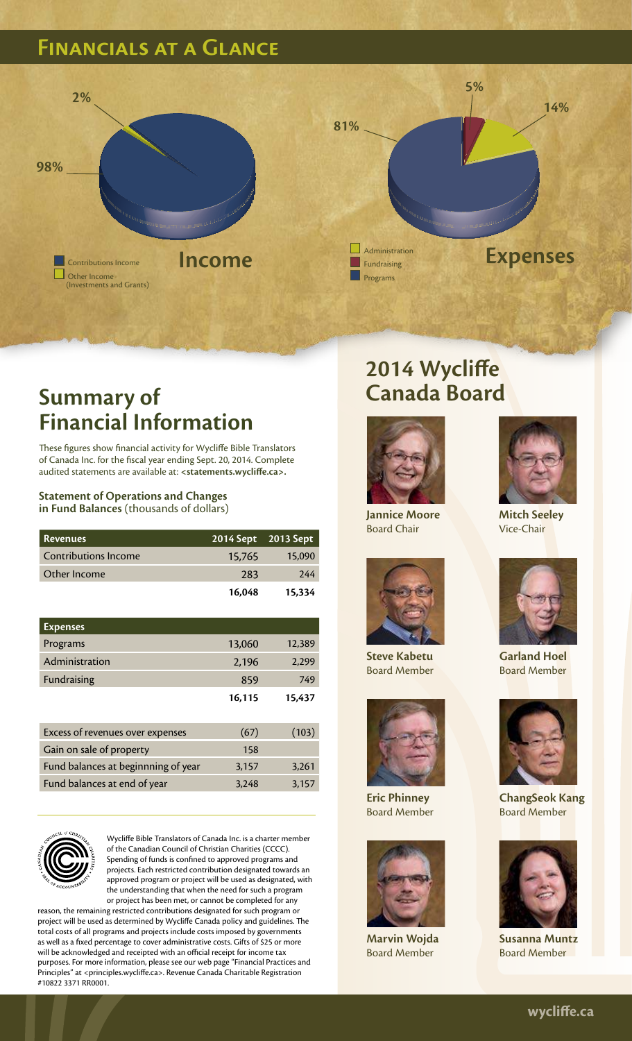## Financials at a Glance

2%

98%

Contributions Income

Other Income (Investments and Grants)

**Income**

5%

14%

81%

Administration

Fundraising

Programs

**Expenses**

# Summary of Financial Information

These figures show financial activity for Wycliffe Bible Translators of Canada Inc. for the fiscal year ending Sept. 20, 2014. Complete audited statements are available at: **<statements.wycliffe.ca>.**

**Statement of Operations and Changes in Fund Balances** (thousands of dollars)

| Revenues | 2014 Sept | 2013 Sept |
|---|---|---|
| Contributions Income | 15,765 | 15,090 |
| Other Income | 283 | 244 |
| | **16,048** | **15,334** |

| Expenses | | |
|---|---|---|
| Programs | 13,060 | 12,389 |
| Administration | 2,196 | 2,299 |
| Fundraising | 859 | 749 |
| | **16,115** | **15,437** |

| | | |
|---|---|---|
| Excess of revenues over expenses | (67) | (103) |
| Gain on sale of property | 158 | |
| Fund balances at beginnning of year | 3,157 | 3,261 |
| Fund balances at end of year | 3,248 | 3,157 |

Wycliffe Bible Translators of Canada Inc. is a charter member of the Canadian Council of Christian Charities (CCCC). Spending of funds is confined to approved programs and projects. Each restricted contribution designated towards an approved program or project will be used as designated, with the understanding that when the need for such a program or project has been met, or cannot be completed for any reason, the remaining restricted contributions designated for such program or project will be used as determined by Wycliffe Canada policy and guidelines. The total costs of all programs and projects include costs imposed by governments as well as a fixed percentage to cover administrative costs. Gifts of $25 or more will be acknowledged and receipted with an official receipt for income tax purposes. For more information, please see our web page "Financial Practices and Principles" at <principles.wycliffe.ca>. Revenue Canada Charitable Registration #10822 3371 RR0001.

# 2014 Wycliffe Canada Board

**Jannice Moore**
Board Chair

**Mitch Seeley**
Vice-Chair

**Steve Kabetu**
Board Member

**Garland Hoel**
Board Member

**Eric Phinney**
Board Member

**ChangSeok Kang**
Board Member

**Marvin Wojda**
Board Member

**Susanna Muntz**
Board Member

**wycliffe.ca**